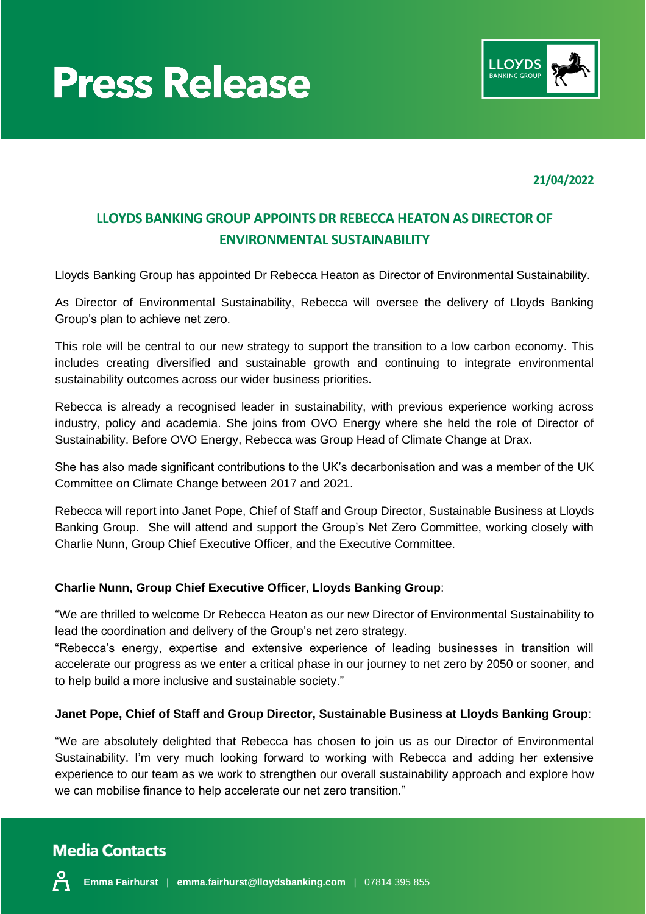# Press Release

**21/04/2022**

## LLOYDS BANKING GROUP APPOINTS DR REBECCA HEATON AS DIRECTOR OF ENVIRONMENTAL SUSTAINABILITY

Lloyds Banking Group has appointed Dr Rebecca Heaton as Director of Environmental Sustainability.

As Director of Environmental Sustainability, Rebecca will oversee the delivery of Lloyds Banking Group's plan to achieve net zero.

This role will be central to our new strategy to support the transition to a low carbon economy. This includes creating diversified and sustainable growth and continuing to integrate environmental sustainability outcomes across our wider business priorities.

Rebecca is already a recognised leader in sustainability, with previous experience working across industry, policy and academia. She joins from OVO Energy where she held the role of Director of Sustainability. Before OVO Energy, Rebecca was Group Head of Climate Change at Drax.

She has also made significant contributions to the UK's decarbonisation and was a member of the UK Committee on Climate Change between 2017 and 2021.

Rebecca will report into Janet Pope, Chief of Staff and Group Director, Sustainable Business at Lloyds Banking Group. She will attend and support the Group's Net Zero Committee, working closely with Charlie Nunn, Group Chief Executive Officer, and the Executive Committee.

**Charlie Nunn, Group Chief Executive Officer, Lloyds Banking Group**:

"We are thrilled to welcome Dr Rebecca Heaton as our new Director of Environmental Sustainability to lead the coordination and delivery of the Group's net zero strategy.

"Rebecca's energy, expertise and extensive experience of leading businesses in transition will accelerate our progress as we enter a critical phase in our journey to net zero by 2050 or sooner, and to help build a more inclusive and sustainable society."

**Janet Pope, Chief of Staff and Group Director, Sustainable Business at Lloyds Banking Group**:

"We are absolutely delighted that Rebecca has chosen to join us as our Director of Environmental Sustainability. I'm very much looking forward to working with Rebecca and adding her extensive experience to our team as we work to strengthen our overall sustainability approach and explore how we can mobilise finance to help accelerate our net zero transition."

## Media Contacts

**Emma Fairhurst** | **emma.fairhurst@lloydsbanking.com** | 07814 395 855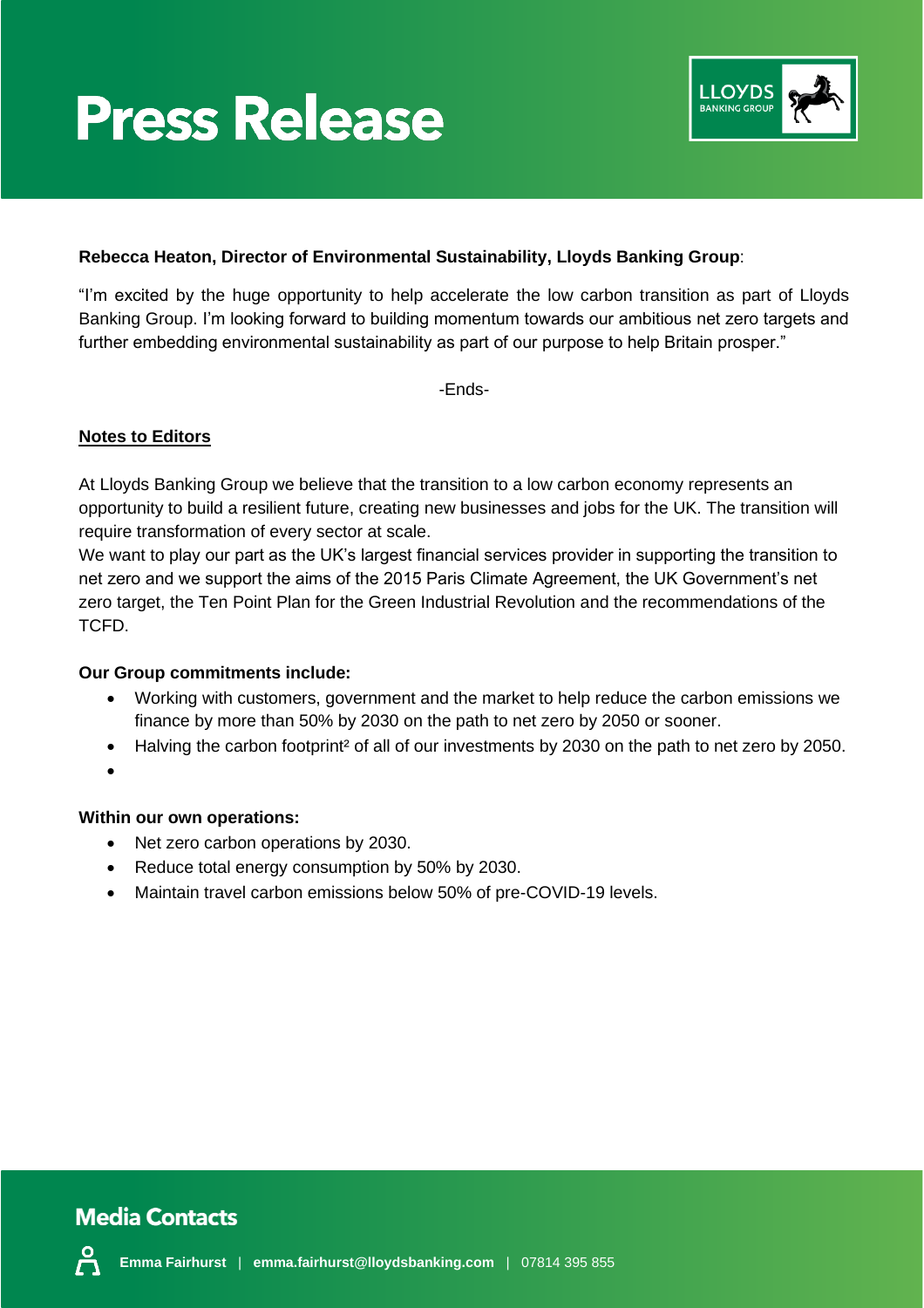# Press Release

**Rebecca Heaton, Director of Environmental Sustainability, Lloyds Banking Group**:

"I'm excited by the huge opportunity to help accelerate the low carbon transition as part of Lloyds Banking Group. I'm looking forward to building momentum towards our ambitious net zero targets and further embedding environmental sustainability as part of our purpose to help Britain prosper."

-Ends-

**Notes to Editors**

At Lloyds Banking Group we believe that the transition to a low carbon economy represents an opportunity to build a resilient future, creating new businesses and jobs for the UK. The transition will require transformation of every sector at scale.

We want to play our part as the UK's largest financial services provider in supporting the transition to net zero and we support the aims of the 2015 Paris Climate Agreement, the UK Government's net zero target, the Ten Point Plan for the Green Industrial Revolution and the recommendations of the TCFD.

**Our Group commitments include:**

- Working with customers, government and the market to help reduce the carbon emissions we finance by more than 50% by 2030 on the path to net zero by 2050 or sooner.
- Halving the carbon footprint[2] of all of our investments by 2030 on the path to net zero by 2050.
-

**Within our own operations:**

- Net zero carbon operations by 2030.
- Reduce total energy consumption by 50% by 2030.
- Maintain travel carbon emissions below 50% of pre-COVID-19 levels.

## Media Contacts

**Emma Fairhurst** | **emma.fairhurst@lloydsbanking.com** | 07814 395 855